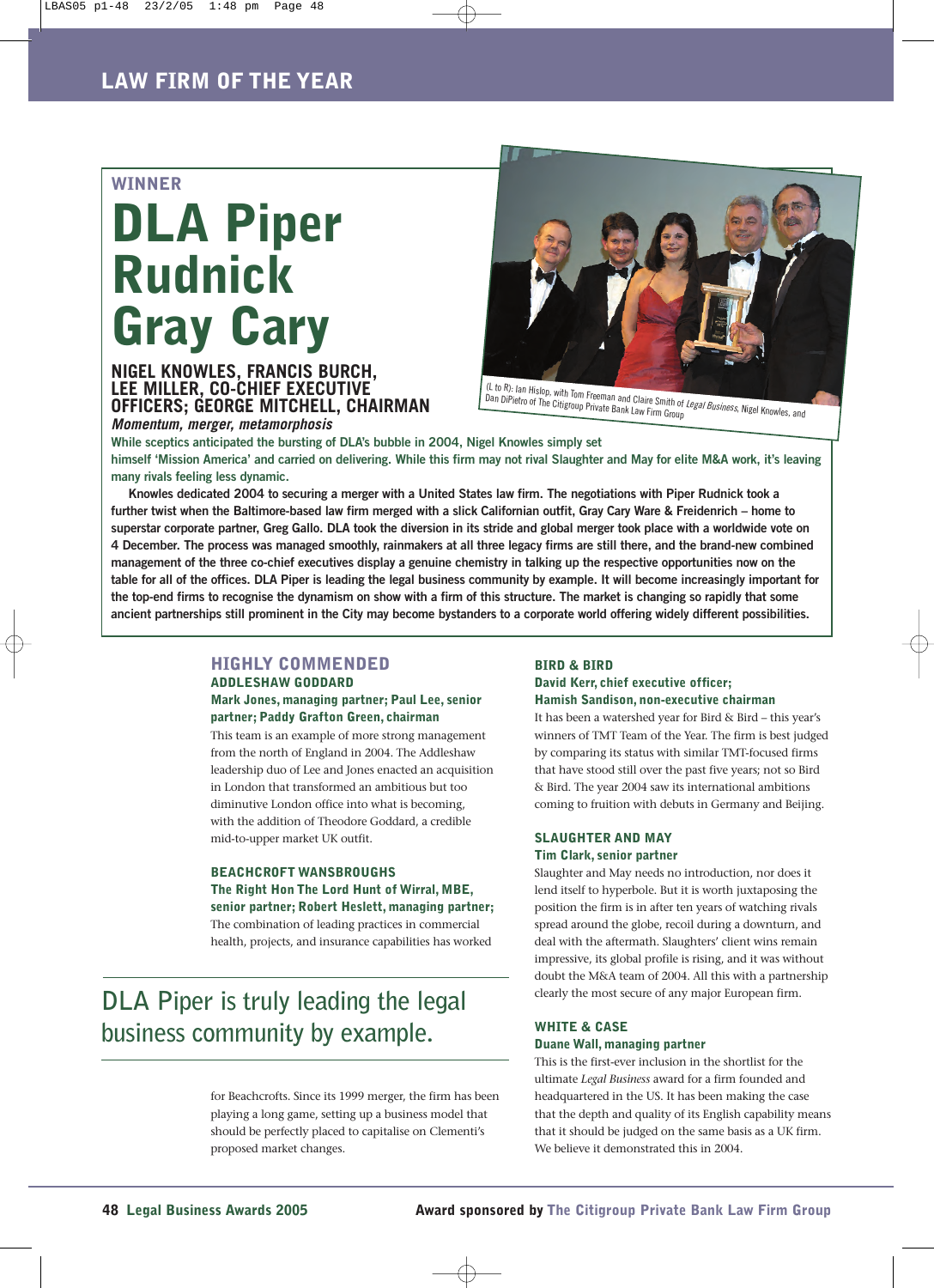## LAW FIRM OF THE YEAR

### WINNER

# DLA Piper Rudnick Gray Cary

**NIGEL KNOWLES, FRANCIS BURCH, LEE MILLER, CO-CHIEF EXECUTIVE OFFICERS; GEORGE MITCHELL, CHAIRMAN**

*Momentum, merger, metamorphosis*

(L to R): Ian Hislop, with Tom Freeman and Claire Smith of *Legal Business*, Nigel Knowles, and Dan DiPietro of The Citigroup Private Bank Law Firm Group

**While sceptics anticipated the bursting of DLA's bubble in 2004, Nigel Knowles simply set himself 'Mission America' and carried on delivering. While this firm may not rival Slaughter and May for elite M&A work, it's leaving many rivals feeling less dynamic.**

Knowles dedicated 2004 to securing a merger with a United States law firm. The negotiations with Piper Rudnick took a further twist when the Baltimore-based law firm merged with a slick Californian outfit, Gray Cary Ware & Freidenrich – home to superstar corporate partner, Greg Gallo. DLA took the diversion in its stride and global merger took place with a worldwide vote on 4 December. The process was managed smoothly, rainmakers at all three legacy firms are still there, and the brand-new combined management of the three co-chief executives display a genuine chemistry in talking up the respective opportunities now on the table for all of the offices. DLA Piper is leading the legal business community by example. It will become increasingly important for the top-end firms to recognise the dynamism on show with a firm of this structure. The market is changing so rapidly that some ancient partnerships still prominent in the City may become bystanders to a corporate world offering widely different possibilities.

## HIGHLY COMMENDED

### ADDLESHAW GODDARD

**Mark Jones, managing partner; Paul Lee, senior partner; Paddy Grafton Green, chairman**

This team is an example of more strong management from the north of England in 2004. The Addleshaw leadership duo of Lee and Jones enacted an acquisition in London that transformed an ambitious but too diminutive London office into what is becoming, with the addition of Theodore Goddard, a credible mid-to-upper market UK outfit.

### BEACHCROFT WANSBROUGHS

**The Right Hon The Lord Hunt of Wirral, MBE, senior partner; Robert Heslett, managing partner;**

The combination of leading practices in commercial health, projects, and insurance capabilities has worked for Beachcrofts. Since its 1999 merger, the firm has been playing a long game, setting up a business model that should be perfectly placed to capitalise on Clementi's proposed market changes.

> DLA Piper is truly leading the legal business community by example.

### BIRD & BIRD

**David Kerr, chief executive officer; Hamish Sandison, non-executive chairman**

It has been a watershed year for Bird & Bird – this year's winners of TMT Team of the Year. The firm is best judged by comparing its status with similar TMT-focused firms that have stood still over the past five years; not so Bird & Bird. The year 2004 saw its international ambitions coming to fruition with debuts in Germany and Beijing.

### SLAUGHTER AND MAY

**Tim Clark, senior partner**

Slaughter and May needs no introduction, nor does it lend itself to hyperbole. But it is worth juxtaposing the position the firm is in after ten years of watching rivals spread around the globe, recoil during a downturn, and deal with the aftermath. Slaughters' client wins remain impressive, its global profile is rising, and it was without doubt the M&A team of 2004. All this with a partnership clearly the most secure of any major European firm.

### WHITE & CASE

**Duane Wall, managing partner**

This is the first-ever inclusion in the shortlist for the ultimate *Legal Business* award for a firm founded and headquartered in the US. It has been making the case that the depth and quality of its English capability means that it should be judged on the same basis as a UK firm. We believe it demonstrated this in 2004.

**Award sponsored by The Citigroup Private Bank Law Firm Group**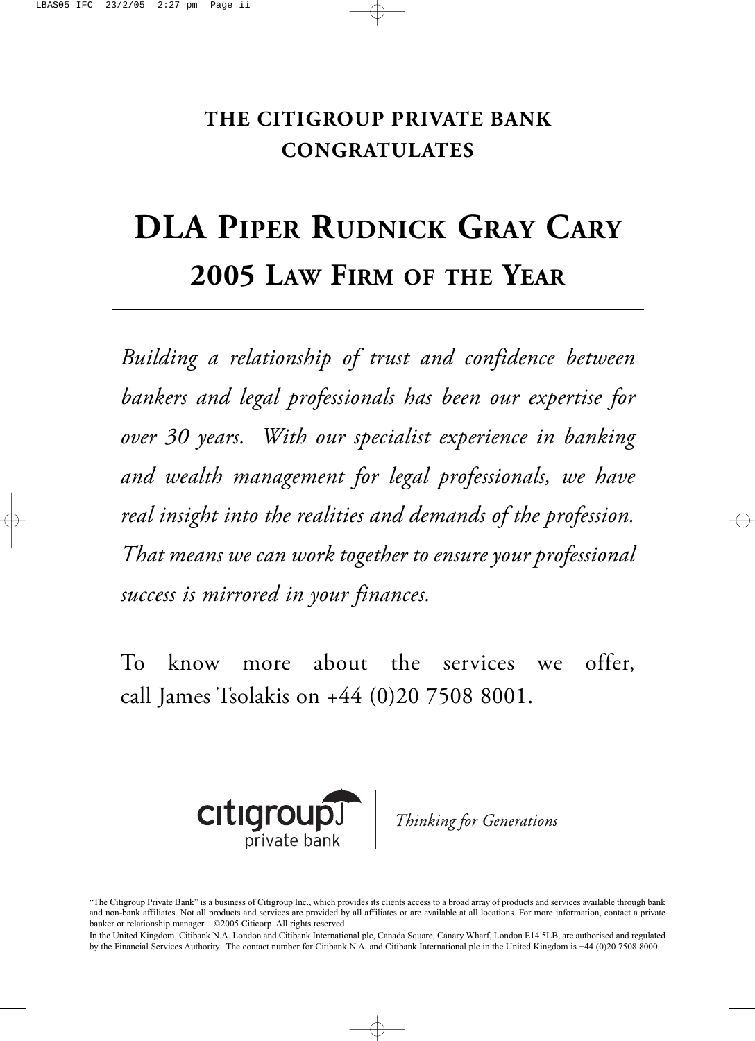## THE CITIGROUP PRIVATE BANK CONGRATULATES

---

# DLA PIPER RUDNICK GRAY CARY

## 2005 LAW FIRM OF THE YEAR

---

*Building a relationship of trust and confidence between bankers and legal professionals has been our expertise for over 30 years. With our specialist experience in banking and wealth management for legal professionals, we have real insight into the realities and demands of the profession. That means we can work together to ensure your professional success is mirrored in your finances.*

To know more about the services we offer, call James Tsolakis on +44 (0)20 7508 8001.

citigroup private bank | *Thinking for Generations*

---

"The Citigroup Private Bank" is a business of Citigroup Inc., which provides its clients access to a broad array of products and services available through bank and non-bank affiliates. Not all products and services are provided by all affiliates or are available at all locations. For more information, contact a private banker or relationship manager. ©2005 Citicorp. All rights reserved.

In the United Kingdom, Citibank N.A. London and Citibank International plc, Canada Square, Canary Wharf, London E14 5LB, are authorised and regulated by the Financial Services Authority. The contact number for Citibank N.A. and Citibank International plc in the United Kingdom is +44 (0)20 7508 8000.